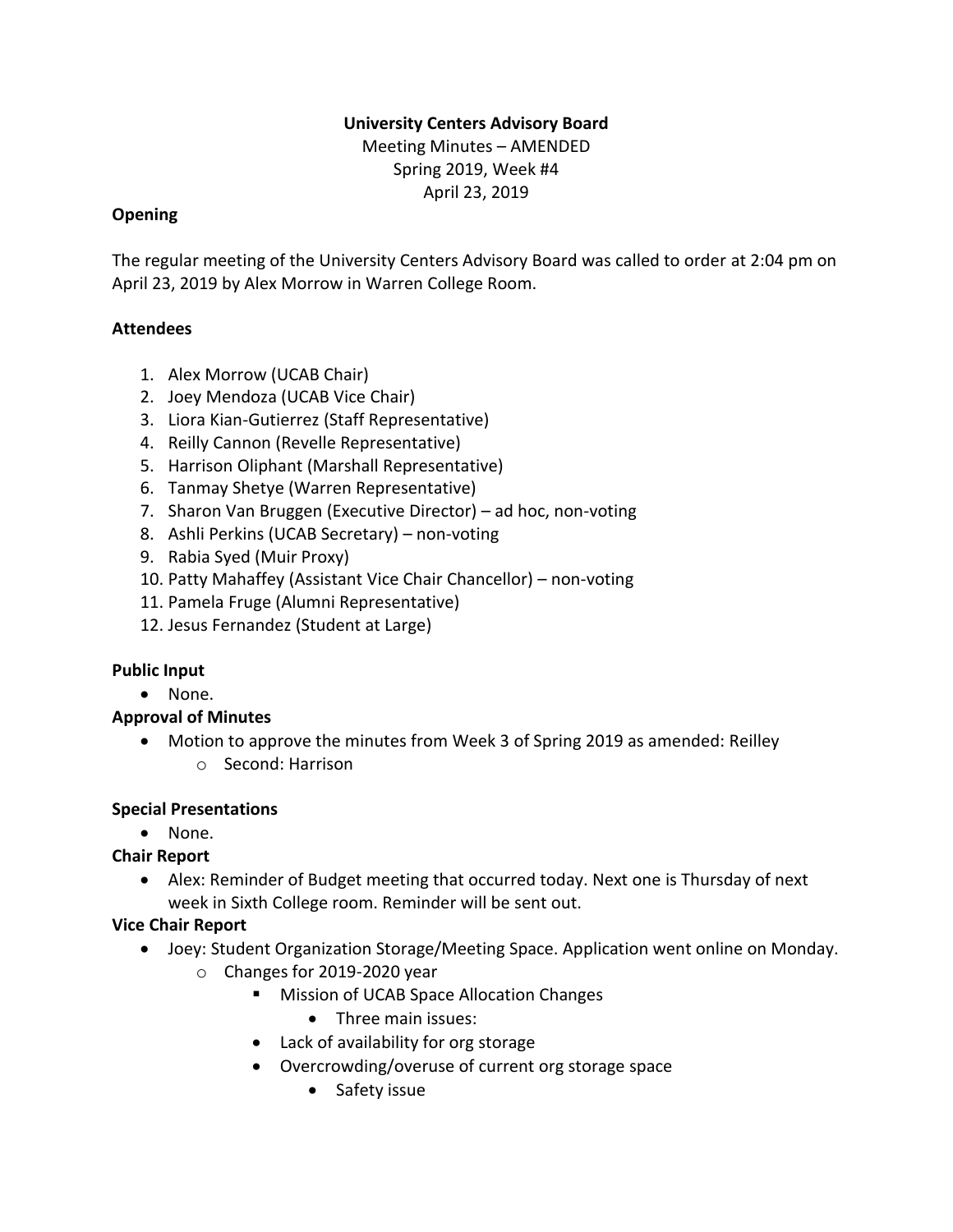**University Centers Advisory Board**

Meeting Minutes – AMENDED

Spring 2019, Week #4

April 23, 2019

**Opening**

The regular meeting of the University Centers Advisory Board was called to order at 2:04 pm on April 23, 2019 by Alex Morrow in Warren College Room.

**Attendees**

1. Alex Morrow (UCAB Chair)
2. Joey Mendoza (UCAB Vice Chair)
3. Liora Kian-Gutierrez (Staff Representative)
4. Reilly Cannon (Revelle Representative)
5. Harrison Oliphant (Marshall Representative)
6. Tanmay Shetye (Warren Representative)
7. Sharon Van Bruggen (Executive Director) – ad hoc, non-voting
8. Ashli Perkins (UCAB Secretary) – non-voting
9. Rabia Syed (Muir Proxy)
10. Patty Mahaffey (Assistant Vice Chair Chancellor) – non-voting
11. Pamela Fruge (Alumni Representative)
12. Jesus Fernandez (Student at Large)

**Public Input**

- None.

**Approval of Minutes**

- Motion to approve the minutes from Week 3 of Spring 2019 as amended: Reilley
  - Second: Harrison

**Special Presentations**

- None.

**Chair Report**

- Alex: Reminder of Budget meeting that occurred today. Next one is Thursday of next week in Sixth College room. Reminder will be sent out.

**Vice Chair Report**

- Joey: Student Organization Storage/Meeting Space. Application went online on Monday.
  - Changes for 2019-2020 year
    - Mission of UCAB Space Allocation Changes
      - Three main issues:
    - Lack of availability for org storage
    - Overcrowding/overuse of current org storage space
      - Safety issue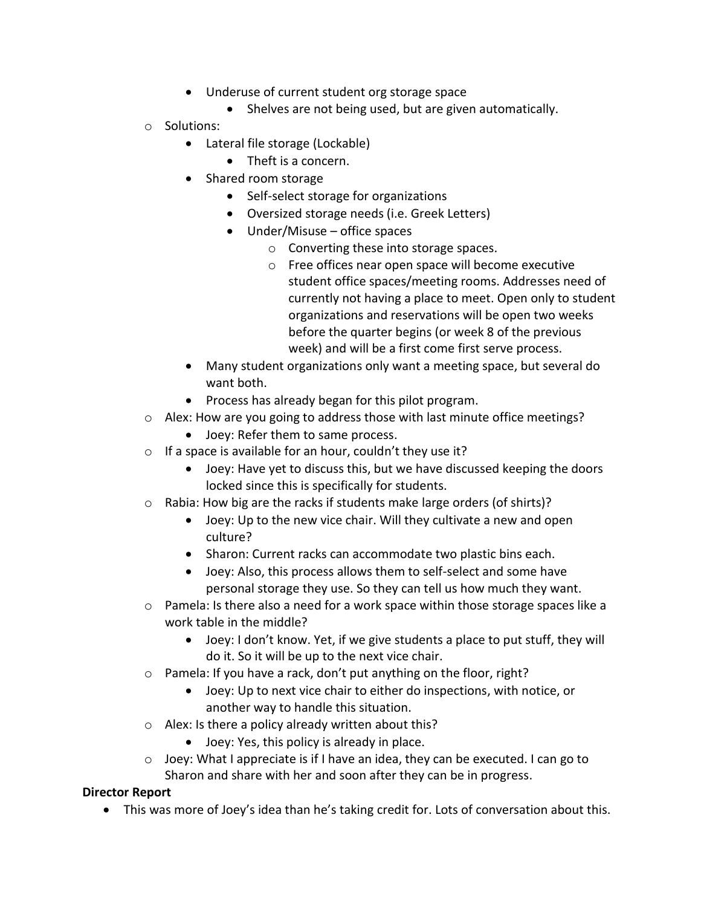- Underuse of current student org storage space
        - Shelves are not being used, but are given automatically.
- Solutions:
    - Lateral file storage (Lockable)
        - Theft is a concern.
    - Shared room storage
        - Self-select storage for organizations
        - Oversized storage needs (i.e. Greek Letters)
        - Under/Misuse – office spaces
            - Converting these into storage spaces.
            - Free offices near open space will become executive student office spaces/meeting rooms. Addresses need of currently not having a place to meet. Open only to student organizations and reservations will be open two weeks before the quarter begins (or week 8 of the previous week) and will be a first come first serve process.
    - Many student organizations only want a meeting space, but several do want both.
    - Process has already began for this pilot program.
- Alex: How are you going to address those with last minute office meetings?
    - Joey: Refer them to same process.
- If a space is available for an hour, couldn't they use it?
    - Joey: Have yet to discuss this, but we have discussed keeping the doors locked since this is specifically for students.
- Rabia: How big are the racks if students make large orders (of shirts)?
    - Joey: Up to the new vice chair. Will they cultivate a new and open culture?
    - Sharon: Current racks can accommodate two plastic bins each.
    - Joey: Also, this process allows them to self-select and some have personal storage they use. So they can tell us how much they want.
- Pamela: Is there also a need for a work space within those storage spaces like a work table in the middle?
    - Joey: I don't know. Yet, if we give students a place to put stuff, they will do it. So it will be up to the next vice chair.
- Pamela: If you have a rack, don't put anything on the floor, right?
    - Joey: Up to next vice chair to either do inspections, with notice, or another way to handle this situation.
- Alex: Is there a policy already written about this?
    - Joey: Yes, this policy is already in place.
- Joey: What I appreciate is if I have an idea, they can be executed. I can go to Sharon and share with her and soon after they can be in progress.

**Director Report**

- This was more of Joey's idea than he's taking credit for. Lots of conversation about this.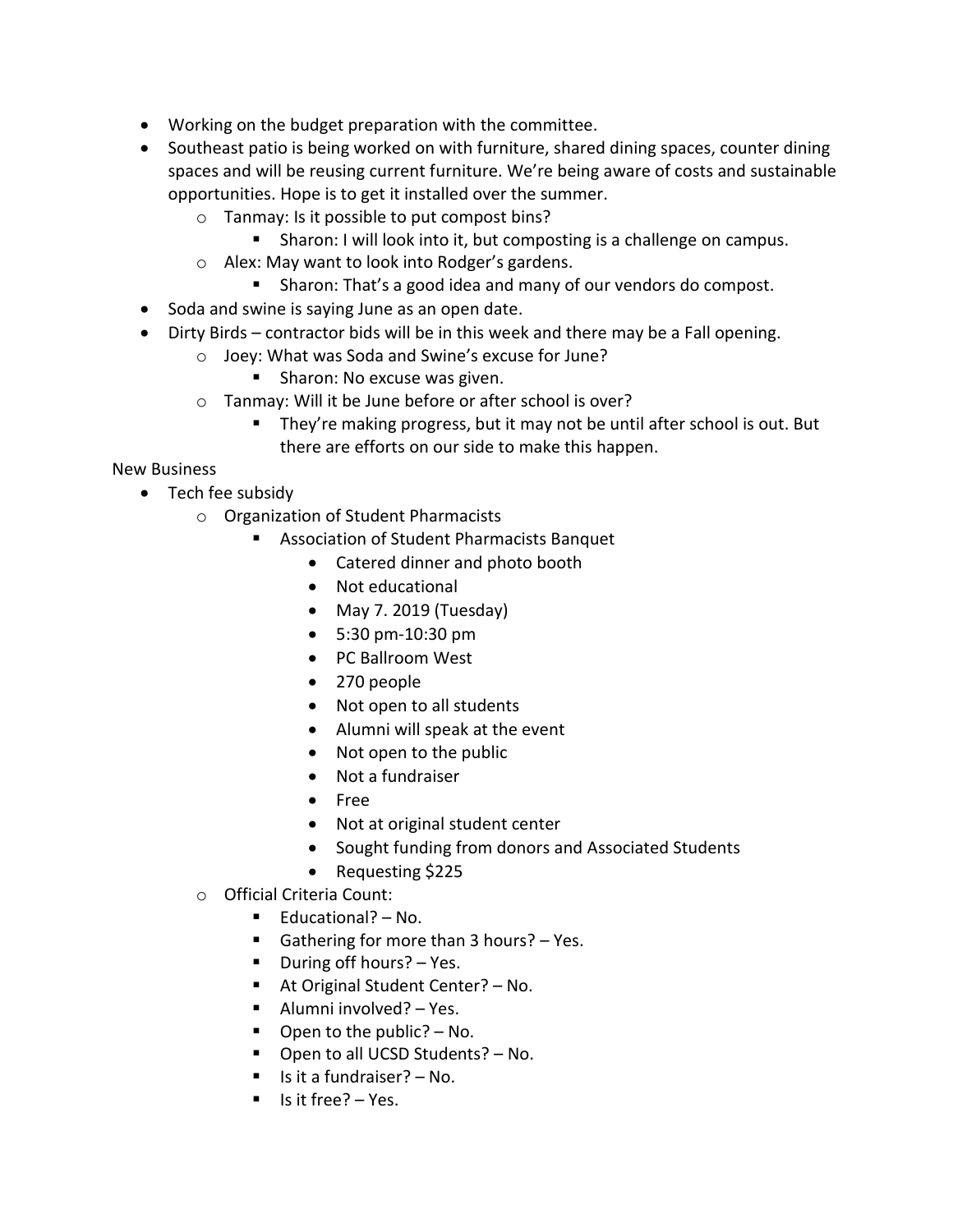- Working on the budget preparation with the committee.
- Southeast patio is being worked on with furniture, shared dining spaces, counter dining spaces and will be reusing current furniture. We're being aware of costs and sustainable opportunities. Hope is to get it installed over the summer.
  - Tanmay: Is it possible to put compost bins?
    - Sharon: I will look into it, but composting is a challenge on campus.
  - Alex: May want to look into Rodger's gardens.
    - Sharon: That's a good idea and many of our vendors do compost.
- Soda and swine is saying June as an open date.
- Dirty Birds – contractor bids will be in this week and there may be a Fall opening.
  - Joey: What was Soda and Swine's excuse for June?
    - Sharon: No excuse was given.
  - Tanmay: Will it be June before or after school is over?
    - They're making progress, but it may not be until after school is out. But there are efforts on our side to make this happen.

New Business

- Tech fee subsidy
  - Organization of Student Pharmacists
    - Association of Student Pharmacists Banquet
      - Catered dinner and photo booth
      - Not educational
      - May 7. 2019 (Tuesday)
      - 5:30 pm-10:30 pm
      - PC Ballroom West
      - 270 people
      - Not open to all students
      - Alumni will speak at the event
      - Not open to the public
      - Not a fundraiser
      - Free
      - Not at original student center
      - Sought funding from donors and Associated Students
      - Requesting $225
  - Official Criteria Count:
    - Educational? – No.
    - Gathering for more than 3 hours? – Yes.
    - During off hours? – Yes.
    - At Original Student Center? – No.
    - Alumni involved? – Yes.
    - Open to the public? – No.
    - Open to all UCSD Students? – No.
    - Is it a fundraiser? – No.
    - Is it free? – Yes.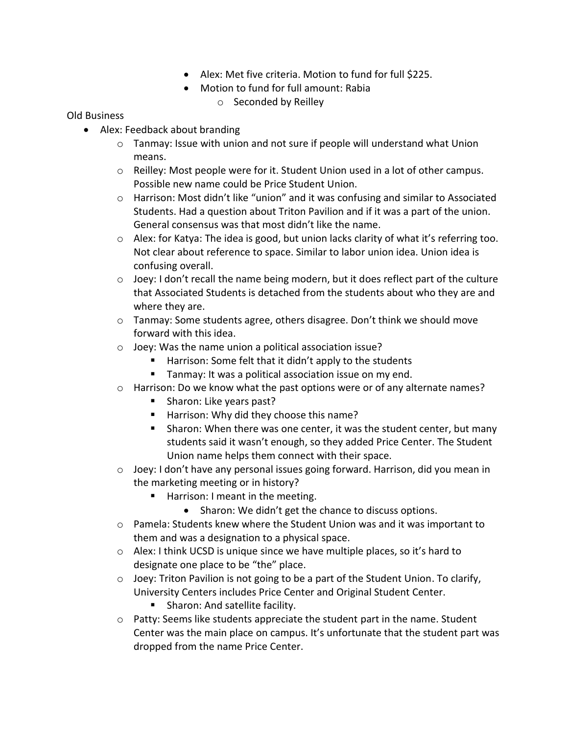- Alex: Met five criteria. Motion to fund for full $225.
    - Motion to fund for full amount: Rabia
      - Seconded by Reilley

Old Business

- Alex: Feedback about branding
  - Tanmay: Issue with union and not sure if people will understand what Union means.
  - Reilley: Most people were for it. Student Union used in a lot of other campus. Possible new name could be Price Student Union.
  - Harrison: Most didn't like "union" and it was confusing and similar to Associated Students. Had a question about Triton Pavilion and if it was a part of the union. General consensus was that most didn't like the name.
  - Alex: for Katya: The idea is good, but union lacks clarity of what it's referring too. Not clear about reference to space. Similar to labor union idea. Union idea is confusing overall.
  - Joey: I don't recall the name being modern, but it does reflect part of the culture that Associated Students is detached from the students about who they are and where they are.
  - Tanmay: Some students agree, others disagree. Don't think we should move forward with this idea.
  - Joey: Was the name union a political association issue?
    - Harrison: Some felt that it didn't apply to the students
    - Tanmay: It was a political association issue on my end.
  - Harrison: Do we know what the past options were or of any alternate names?
    - Sharon: Like years past?
    - Harrison: Why did they choose this name?
    - Sharon: When there was one center, it was the student center, but many students said it wasn't enough, so they added Price Center. The Student Union name helps them connect with their space.
  - Joey: I don't have any personal issues going forward. Harrison, did you mean in the marketing meeting or in history?
    - Harrison: I meant in the meeting.
      - Sharon: We didn't get the chance to discuss options.
  - Pamela: Students knew where the Student Union was and it was important to them and was a designation to a physical space.
  - Alex: I think UCSD is unique since we have multiple places, so it's hard to designate one place to be "the" place.
  - Joey: Triton Pavilion is not going to be a part of the Student Union. To clarify, University Centers includes Price Center and Original Student Center.
    - Sharon: And satellite facility.
  - Patty: Seems like students appreciate the student part in the name. Student Center was the main place on campus. It's unfortunate that the student part was dropped from the name Price Center.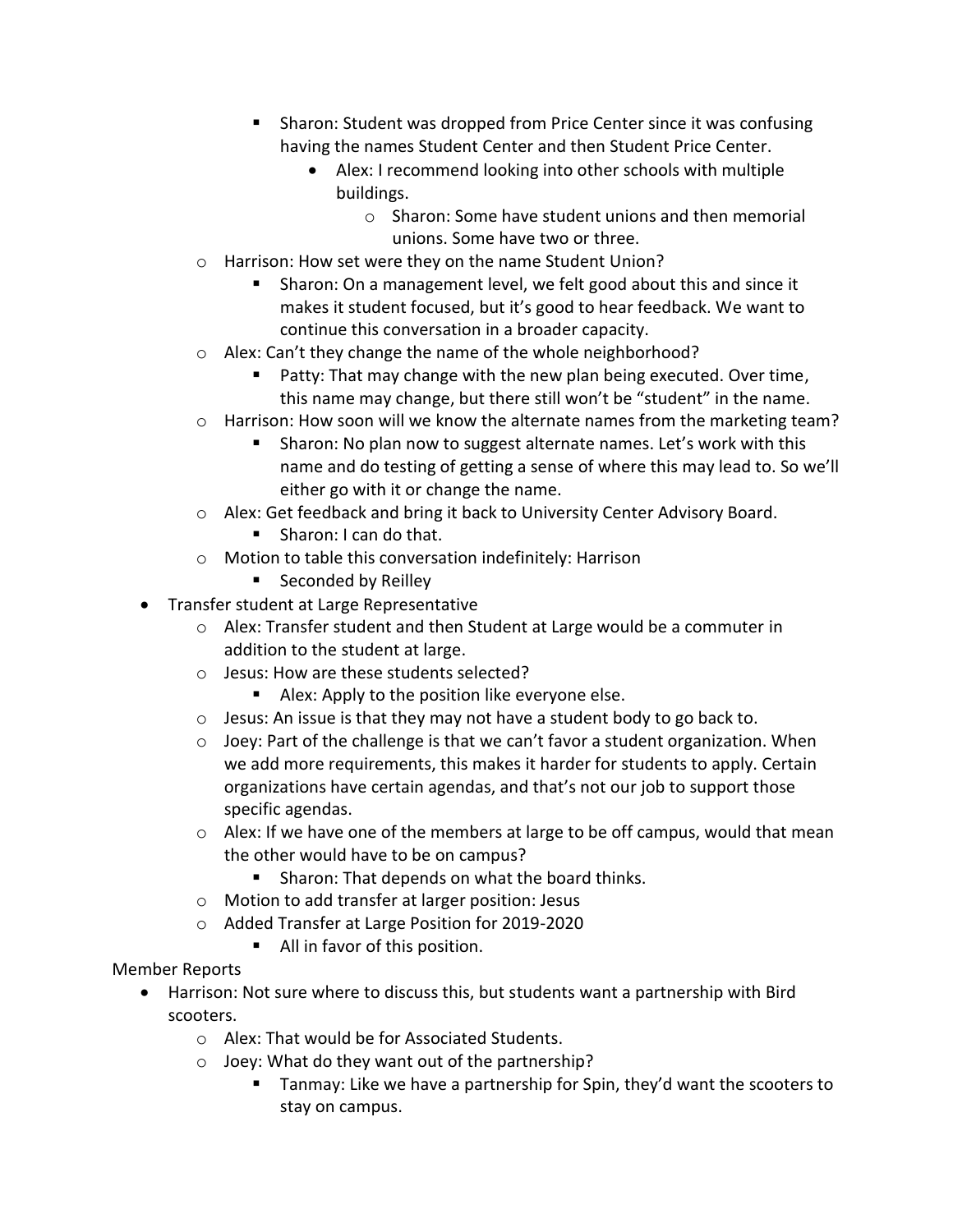- Sharon: Student was dropped from Price Center since it was confusing having the names Student Center and then Student Price Center.
            - Alex: I recommend looking into other schools with multiple buildings.
                - Sharon: Some have student unions and then memorial unions. Some have two or three.
    - Harrison: How set were they on the name Student Union?
        - Sharon: On a management level, we felt good about this and since it makes it student focused, but it's good to hear feedback. We want to continue this conversation in a broader capacity.
    - Alex: Can't they change the name of the whole neighborhood?
        - Patty: That may change with the new plan being executed. Over time, this name may change, but there still won't be "student" in the name.
    - Harrison: How soon will we know the alternate names from the marketing team?
        - Sharon: No plan now to suggest alternate names. Let's work with this name and do testing of getting a sense of where this may lead to. So we'll either go with it or change the name.
    - Alex: Get feedback and bring it back to University Center Advisory Board.
        - Sharon: I can do that.
    - Motion to table this conversation indefinitely: Harrison
        - Seconded by Reilley
- Transfer student at Large Representative
    - Alex: Transfer student and then Student at Large would be a commuter in addition to the student at large.
    - Jesus: How are these students selected?
        - Alex: Apply to the position like everyone else.
    - Jesus: An issue is that they may not have a student body to go back to.
    - Joey: Part of the challenge is that we can't favor a student organization. When we add more requirements, this makes it harder for students to apply. Certain organizations have certain agendas, and that's not our job to support those specific agendas.
    - Alex: If we have one of the members at large to be off campus, would that mean the other would have to be on campus?
        - Sharon: That depends on what the board thinks.
    - Motion to add transfer at larger position: Jesus
    - Added Transfer at Large Position for 2019-2020
        - All in favor of this position.

Member Reports

- Harrison: Not sure where to discuss this, but students want a partnership with Bird scooters.
    - Alex: That would be for Associated Students.
    - Joey: What do they want out of the partnership?
        - Tanmay: Like we have a partnership for Spin, they'd want the scooters to stay on campus.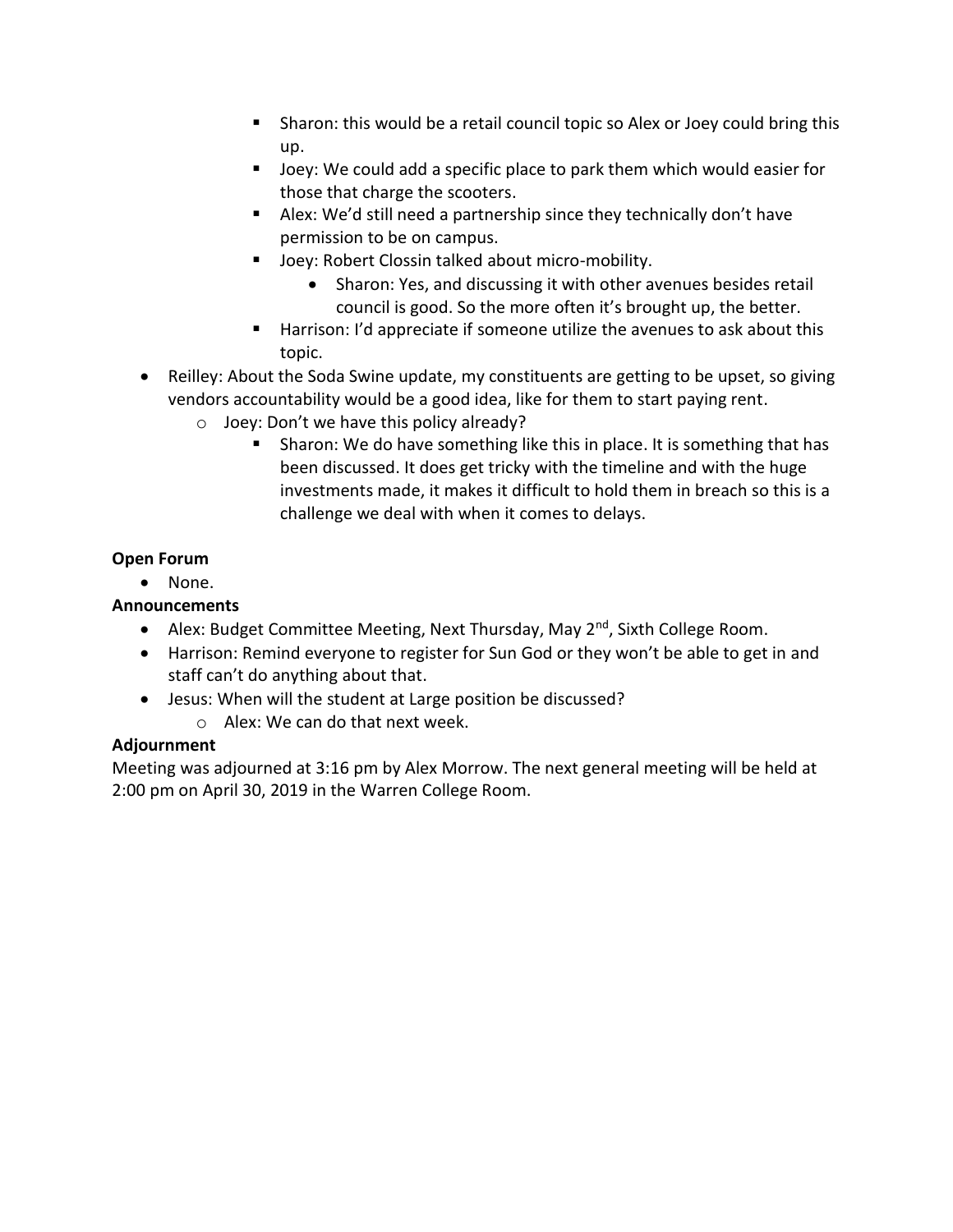- Sharon: this would be a retail council topic so Alex or Joey could bring this up.
        - Joey: We could add a specific place to park them which would easier for those that charge the scooters.
        - Alex: We'd still need a partnership since they technically don't have permission to be on campus.
        - Joey: Robert Clossin talked about micro-mobility.
            - Sharon: Yes, and discussing it with other avenues besides retail council is good. So the more often it's brought up, the better.
        - Harrison: I'd appreciate if someone utilize the avenues to ask about this topic.
- Reilley: About the Soda Swine update, my constituents are getting to be upset, so giving vendors accountability would be a good idea, like for them to start paying rent.
    - Joey: Don't we have this policy already?
        - Sharon: We do have something like this in place. It is something that has been discussed. It does get tricky with the timeline and with the huge investments made, it makes it difficult to hold them in breach so this is a challenge we deal with when it comes to delays.

**Open Forum**

- None.

**Announcements**

- Alex: Budget Committee Meeting, Next Thursday, May 2nd, Sixth College Room.
- Harrison: Remind everyone to register for Sun God or they won't be able to get in and staff can't do anything about that.
- Jesus: When will the student at Large position be discussed?
    - Alex: We can do that next week.

**Adjournment**

Meeting was adjourned at 3:16 pm by Alex Morrow. The next general meeting will be held at 2:00 pm on April 30, 2019 in the Warren College Room.